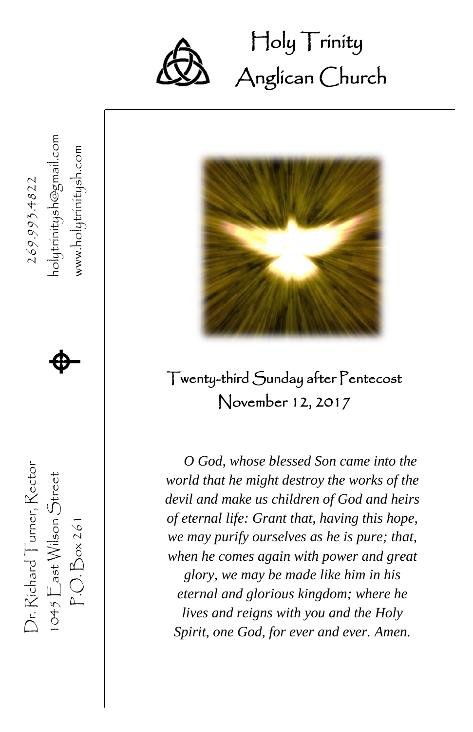# Holy Trinity Anglican Church

269.993.4822
holytrinitysh@gmail.com
www.holytrinitysh.com

Dr. Richard Turner, Rector
1045 East Wilson Street
P.O. Box 261

## Twenty-third Sunday after Pentecost
## November 12, 2017

*O God, whose blessed Son came into the world that he might destroy the works of the devil and make us children of God and heirs of eternal life: Grant that, having this hope, we may purify ourselves as he is pure; that, when he comes again with power and great glory, we may be made like him in his eternal and glorious kingdom; where he lives and reigns with you and the Holy Spirit, one God, for ever and ever. Amen.*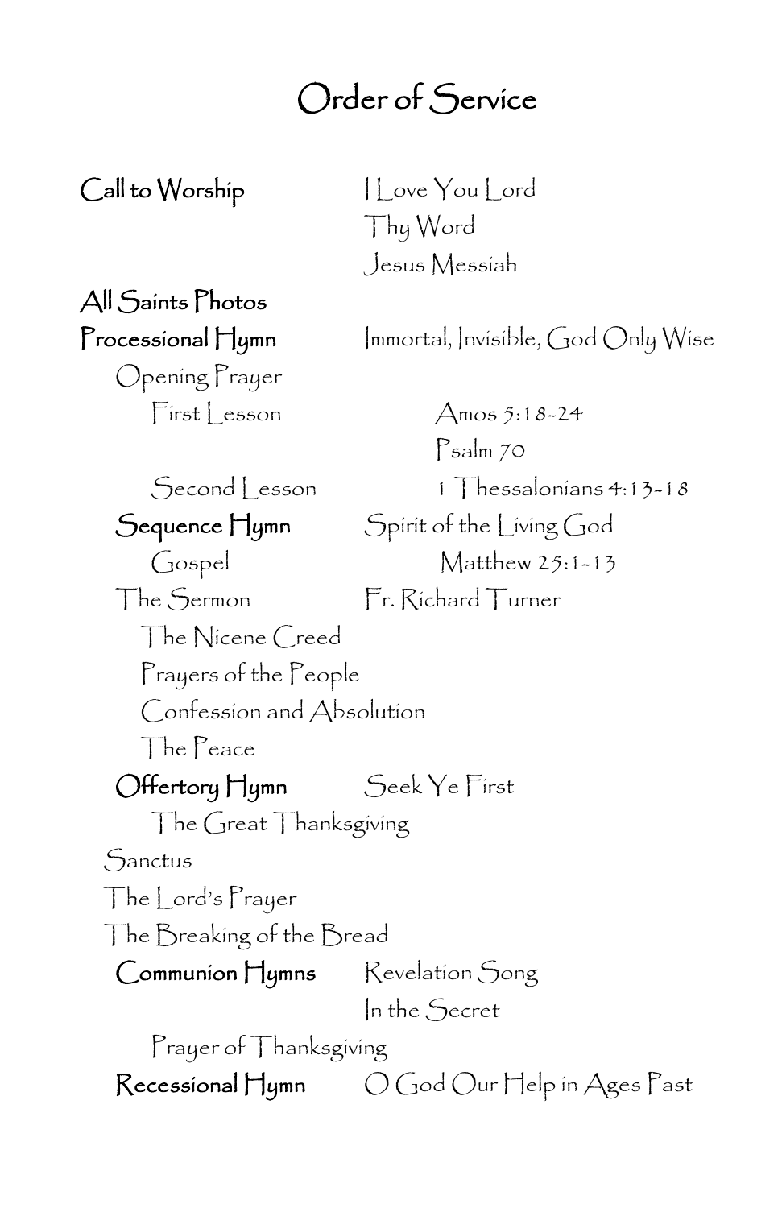# Order of Service

**Call to Worship** — I Love You Lord
Thy Word
Jesus Messiah

**All Saints Photos**

**Processional Hymn** — Immortal, Invisible, God Only Wise

Opening Prayer

First Lesson — Amos 5:18-24

Psalm 70

Second Lesson — 1 Thessalonians 4:13-18

**Sequence Hymn** — Spirit of the Living God

Gospel — Matthew 25:1-13

The Sermon — Fr. Richard Turner

The Nicene Creed

Prayers of the People

Confession and Absolution

The Peace

**Offertory Hymn** — Seek Ye First

The Great Thanksgiving

Sanctus

The Lord's Prayer

The Breaking of the Bread

**Communion Hymns** — Revelation Song
In the Secret

Prayer of Thanksgiving

**Recessional Hymn** — O God Our Help in Ages Past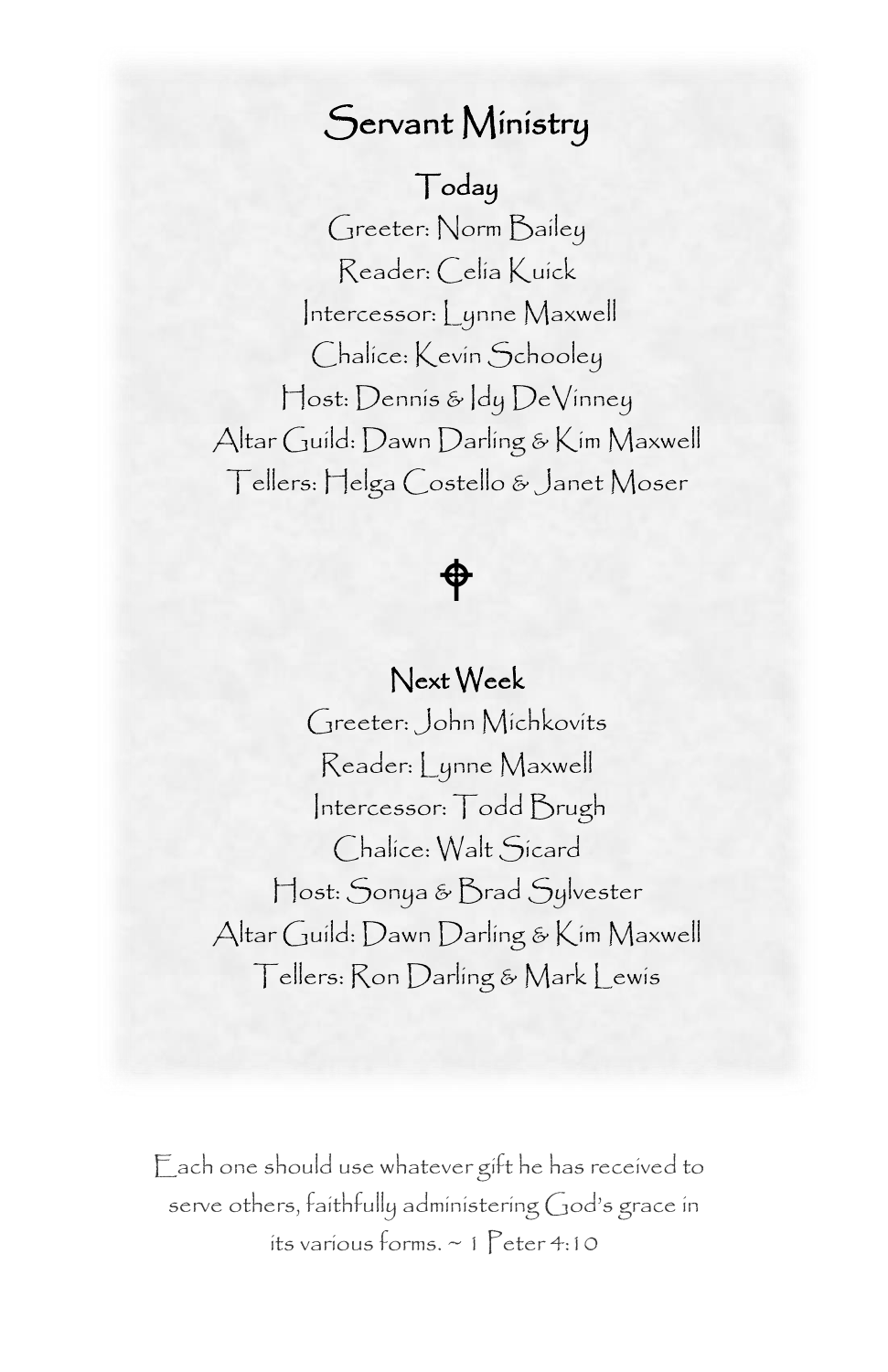# Servant Ministry

## Today

Greeter: Norm Bailey

Reader: Celia Kuick

Intercessor: Lynne Maxwell

Chalice: Kevin Schooley

Host: Dennis & Idy DeVinney

Altar Guild: Dawn Darling & Kim Maxwell

Tellers: Helga Costello & Janet Moser

## Next Week

Greeter: John Michkovits

Reader: Lynne Maxwell

Intercessor: Todd Brugh

Chalice: Walt Sicard

Host: Sonya & Brad Sylvester

Altar Guild: Dawn Darling & Kim Maxwell

Tellers: Ron Darling & Mark Lewis

Each one should use whatever gift he has received to serve others, faithfully administering God's grace in its various forms. ~ 1 Peter 4:10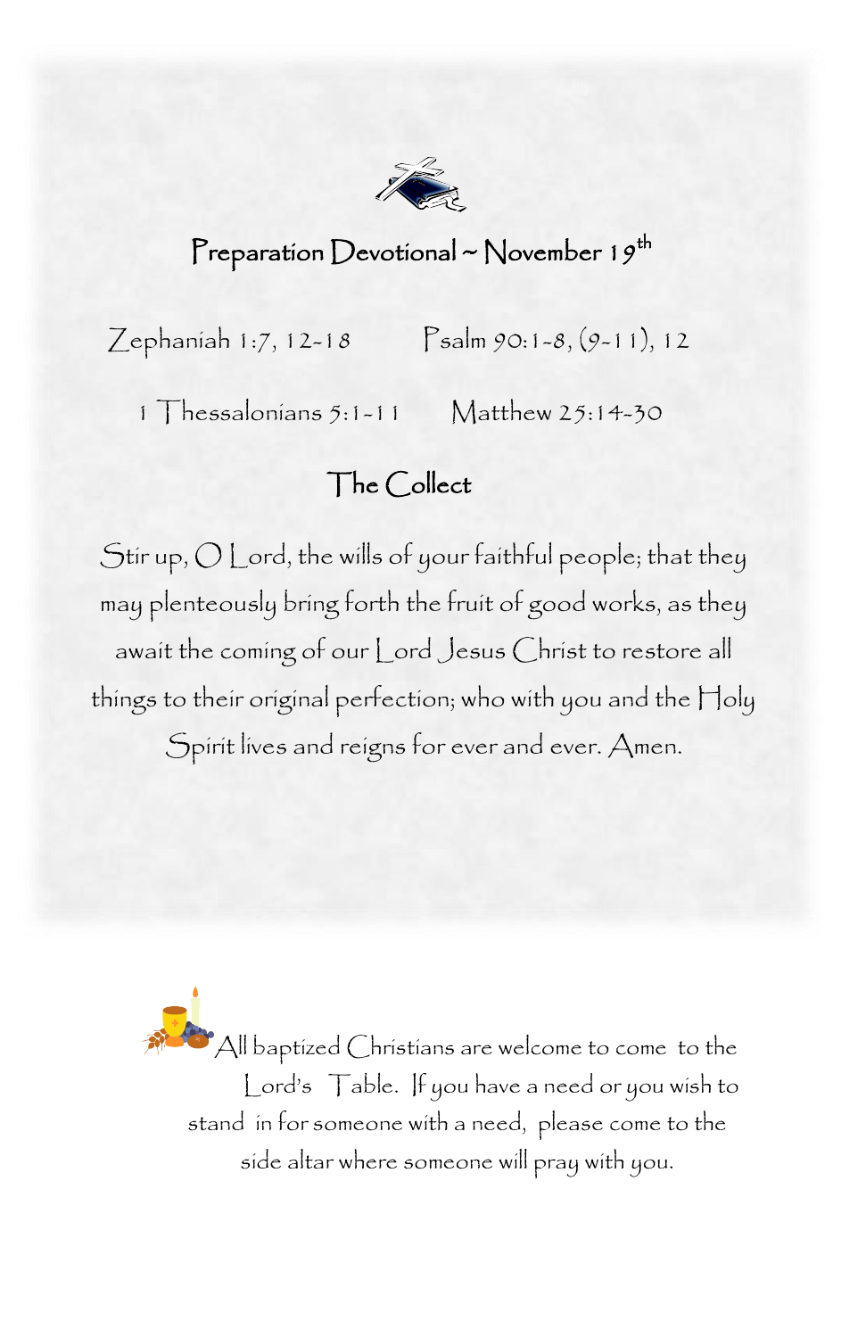## Preparation Devotional ~ November 19th

Zephaniah 1:7, 12-18 Psalm 90:1-8, (9-11), 12

1 Thessalonians 5:1-11 Matthew 25:14-30

### The Collect

Stir up, O Lord, the wills of your faithful people; that they may plenteously bring forth the fruit of good works, as they await the coming of our Lord Jesus Christ to restore all things to their original perfection; who with you and the Holy Spirit lives and reigns for ever and ever. Amen.

All baptized Christians are welcome to come to the Lord's Table. If you have a need or you wish to stand in for someone with a need, please come to the side altar where someone will pray with you.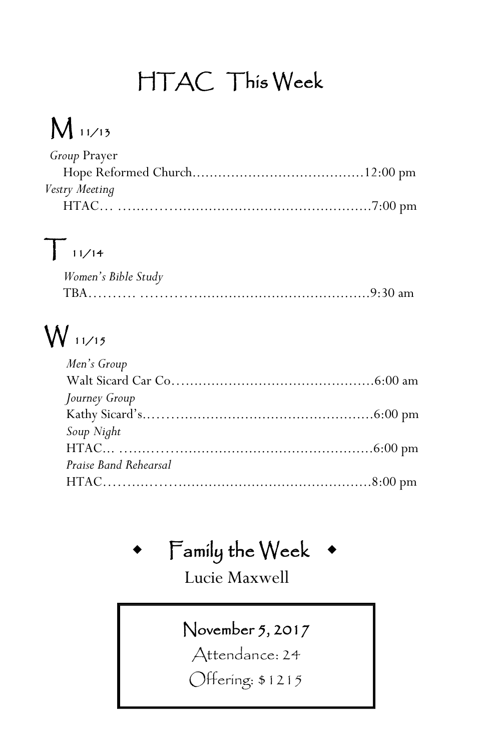# HTAC This Week

## M 11/13

*Group* Prayer
Hope Reformed Church........................................12:00 pm

*Vestry Meeting*
HTAC... ........................................................7:00 pm

## T 11/14

*Women's Bible Study*
TBA.......... ....................................................9:30 am

## W 11/15

*Men's Group*
Walt Sicard Car Co...............................................6:00 am

*Journey Group*
Kathy Sicard's.....................................................6:00 pm

*Soup Night*
HTAC... ........................................................6:00 pm

*Praise Band Rehearsal*
HTAC............................................................8:00 pm

## ◆ Family the Week ◆

Lucie Maxwell

November 5, 2017

Attendance: 24

Offering: $1215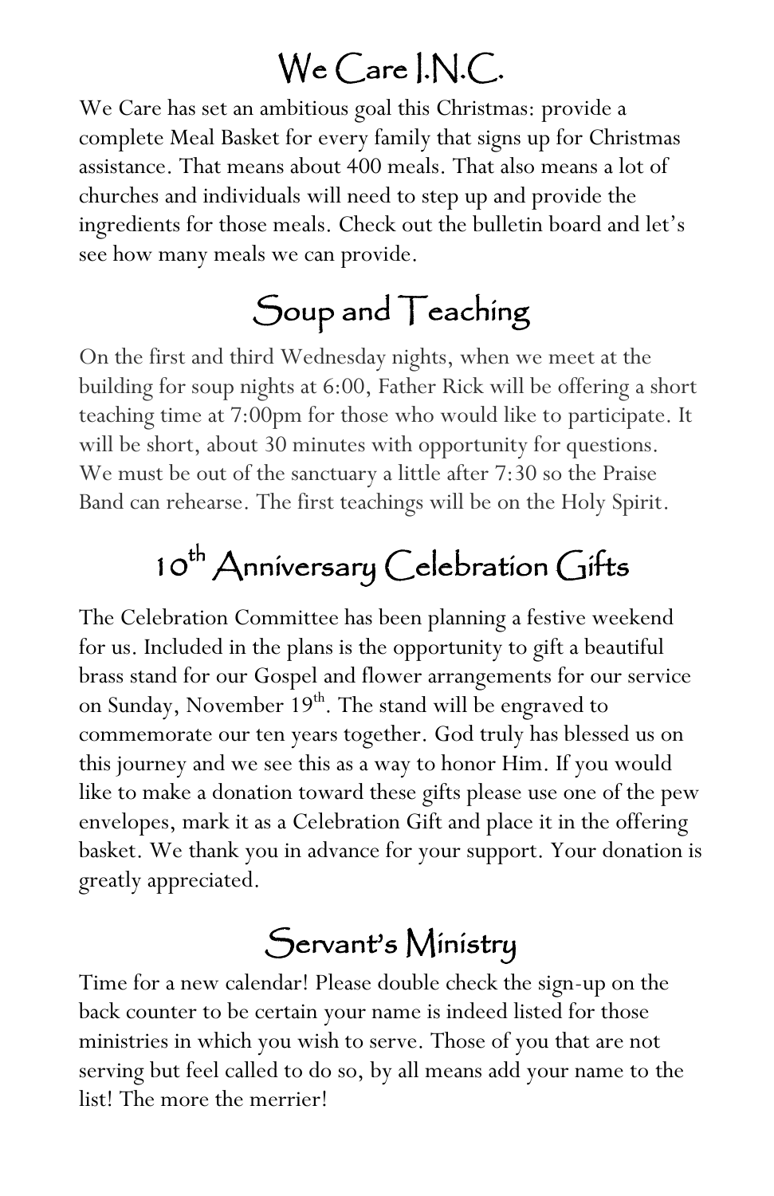# We Care I.N.C.

We Care has set an ambitious goal this Christmas: provide a complete Meal Basket for every family that signs up for Christmas assistance. That means about 400 meals. That also means a lot of churches and individuals will need to step up and provide the ingredients for those meals. Check out the bulletin board and let's see how many meals we can provide.

# Soup and Teaching

On the first and third Wednesday nights, when we meet at the building for soup nights at 6:00, Father Rick will be offering a short teaching time at 7:00pm for those who would like to participate. It will be short, about 30 minutes with opportunity for questions. We must be out of the sanctuary a little after 7:30 so the Praise Band can rehearse. The first teachings will be on the Holy Spirit.

# 10th Anniversary Celebration Gifts

The Celebration Committee has been planning a festive weekend for us. Included in the plans is the opportunity to gift a beautiful brass stand for our Gospel and flower arrangements for our service on Sunday, November 19th. The stand will be engraved to commemorate our ten years together. God truly has blessed us on this journey and we see this as a way to honor Him. If you would like to make a donation toward these gifts please use one of the pew envelopes, mark it as a Celebration Gift and place it in the offering basket. We thank you in advance for your support. Your donation is greatly appreciated.

# Servant's Ministry

Time for a new calendar! Please double check the sign-up on the back counter to be certain your name is indeed listed for those ministries in which you wish to serve. Those of you that are not serving but feel called to do so, by all means add your name to the list! The more the merrier!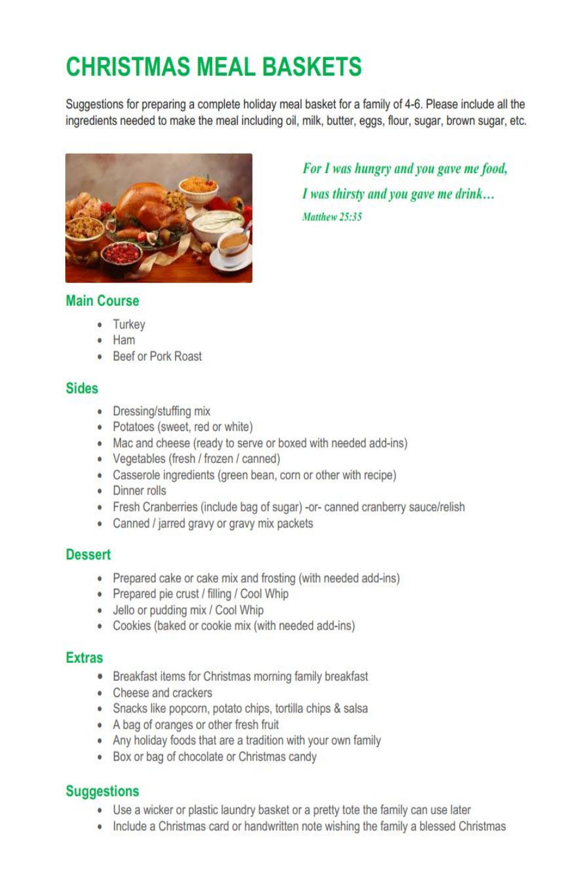# CHRISTMAS MEAL BASKETS

Suggestions for preparing a complete holiday meal basket for a family of 4-6. Please include all the ingredients needed to make the meal including oil, milk, butter, eggs, flour, sugar, brown sugar, etc.

*For I was hungry and you gave me food,*
*I was thirsty and you gave me drink…*
*Matthew 25:35*

## Main Course

- Turkey
- Ham
- Beef or Pork Roast

## Sides

- Dressing/stuffing mix
- Potatoes (sweet, red or white)
- Mac and cheese (ready to serve or boxed with needed add-ins)
- Vegetables (fresh / frozen / canned)
- Casserole ingredients (green bean, corn or other with recipe)
- Dinner rolls
- Fresh Cranberries (include bag of sugar) -or- canned cranberry sauce/relish
- Canned / jarred gravy or gravy mix packets

## Dessert

- Prepared cake or cake mix and frosting (with needed add-ins)
- Prepared pie crust / filling / Cool Whip
- Jello or pudding mix / Cool Whip
- Cookies (baked or cookie mix (with needed add-ins)

## Extras

- Breakfast items for Christmas morning family breakfast
- Cheese and crackers
- Snacks like popcorn, potato chips, tortilla chips & salsa
- A bag of oranges or other fresh fruit
- Any holiday foods that are a tradition with your own family
- Box or bag of chocolate or Christmas candy

## Suggestions

- Use a wicker or plastic laundry basket or a pretty tote the family can use later
- Include a Christmas card or handwritten note wishing the family a blessed Christmas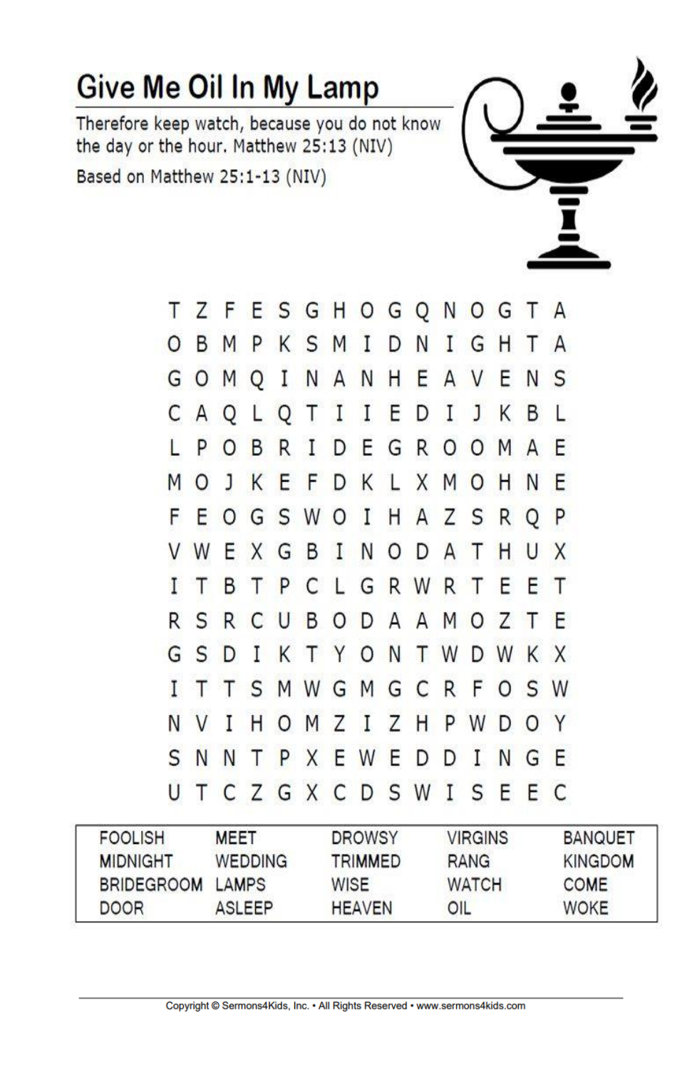# Give Me Oil In My Lamp

Therefore keep watch, because you do not know the day or the hour. Matthew 25:13 (NIV)

Based on Matthew 25:1-13 (NIV)

```
T Z F E S G H O G Q N O G T A
O B M P K S M I D N I G H T A
G O M Q I N A N H E A V E N S
C A Q L Q T I I E D I J K B L
L P O B R I D E G R O O M A E
M O J K E F D K L X M O H N E
F E O G S W O I H A Z S R Q P
V W E X G B I N O D A T H U X
I T B T P C L G R W R T E E T
R S R C U B O D A A M O Z T E
G S D I K T Y O N T W D W K X
I T T S M W G M G C R F O S W
N V I H O M Z I Z H P W D O Y
S N N T P X E W E D D I N G E
U T C Z G X C D S W I S E E C
```

| | | | | |
|---|---|---|---|---|
| FOOLISH | MEET | DROWSY | VIRGINS | BANQUET |
| MIDNIGHT | WEDDING | TRIMMED | RANG | KINGDOM |
| BRIDEGROOM | LAMPS | WISE | WATCH | COME |
| DOOR | ASLEEP | HEAVEN | OIL | WOKE |

Copyright © Sermons4Kids, Inc. • All Rights Reserved • www.sermons4kids.com